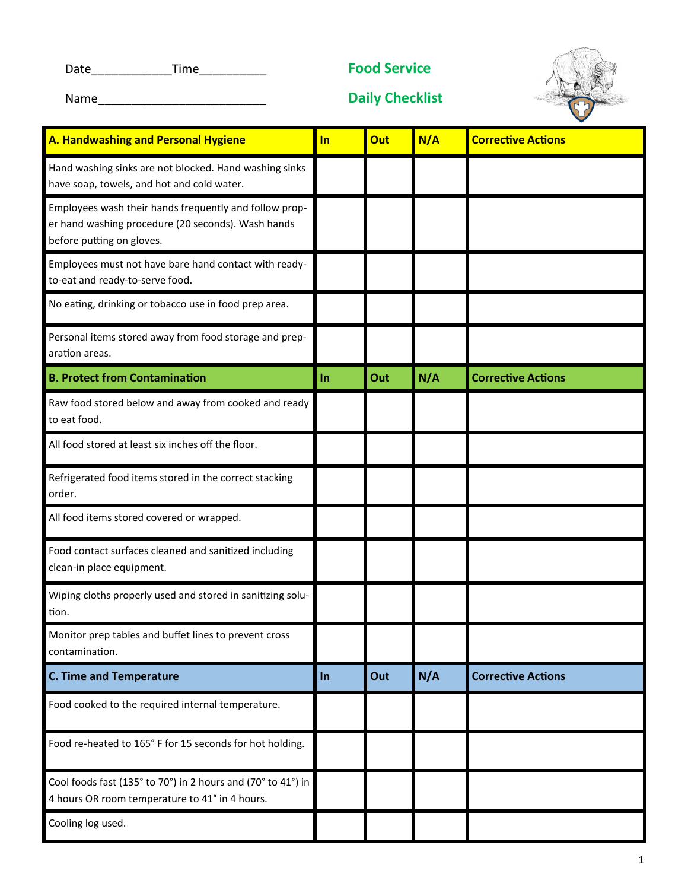Date____________Time__________

Name__________________________

# Food Service

# Daily Checklist

| A. Handwashing and Personal Hygiene | In | Out | N/A | Corrective Actions |
|---|---|---|---|---|
| Hand washing sinks are not blocked. Hand washing sinks have soap, towels, and hot and cold water. | | | | |
| Employees wash their hands frequently and follow proper hand washing procedure (20 seconds). Wash hands before putting on gloves. | | | | |
| Employees must not have bare hand contact with ready-to-eat and ready-to-serve food. | | | | |
| No eating, drinking or tobacco use in food prep area. | | | | |
| Personal items stored away from food storage and preparation areas. | | | | |
| **B. Protect from Contamination** | **In** | **Out** | **N/A** | **Corrective Actions** |
| Raw food stored below and away from cooked and ready to eat food. | | | | |
| All food stored at least six inches off the floor. | | | | |
| Refrigerated food items stored in the correct stacking order. | | | | |
| All food items stored covered or wrapped. | | | | |
| Food contact surfaces cleaned and sanitized including clean-in place equipment. | | | | |
| Wiping cloths properly used and stored in sanitizing solution. | | | | |
| Monitor prep tables and buffet lines to prevent cross contamination. | | | | |
| **C. Time and Temperature** | **In** | **Out** | **N/A** | **Corrective Actions** |
| Food cooked to the required internal temperature. | | | | |
| Food re-heated to 165° F for 15 seconds for hot holding. | | | | |
| Cool foods fast (135° to 70°) in 2 hours and (70° to 41°) in 4 hours OR room temperature to 41° in 4 hours. | | | | |
| Cooling log used. | | | | |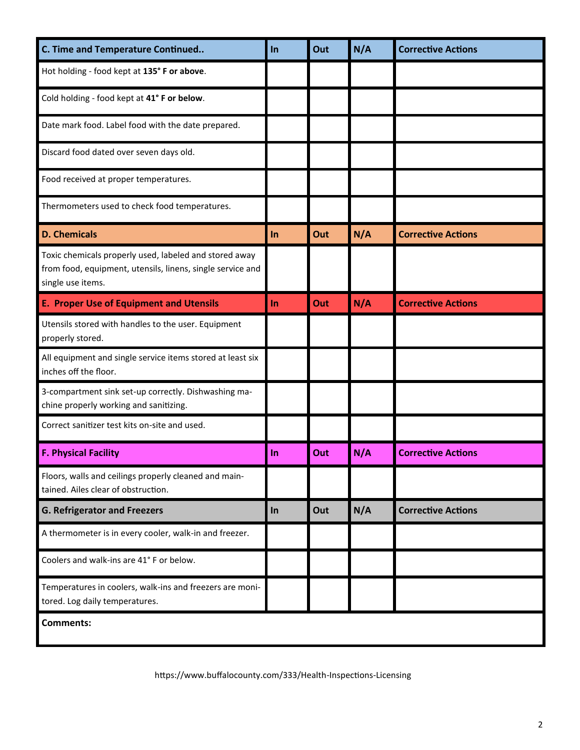| C. Time and Temperature Continued.. | In | Out | N/A | Corrective Actions |
| --- | --- | --- | --- | --- |
| Hot holding - food kept at **135° F or above**. | | | | |
| Cold holding - food kept at **41° F or below**. | | | | |
| Date mark food. Label food with the date prepared. | | | | |
| Discard food dated over seven days old. | | | | |
| Food received at proper temperatures. | | | | |
| Thermometers used to check food temperatures. | | | | |
| **D. Chemicals** | **In** | **Out** | **N/A** | **Corrective Actions** |
| Toxic chemicals properly used, labeled and stored away from food, equipment, utensils, linens, single service and single use items. | | | | |
| **E. Proper Use of Equipment and Utensils** | **In** | **Out** | **N/A** | **Corrective Actions** |
| Utensils stored with handles to the user. Equipment properly stored. | | | | |
| All equipment and single service items stored at least six inches off the floor. | | | | |
| 3-compartment sink set-up correctly. Dishwashing machine properly working and sanitizing. | | | | |
| Correct sanitizer test kits on-site and used. | | | | |
| **F. Physical Facility** | **In** | **Out** | **N/A** | **Corrective Actions** |
| Floors, walls and ceilings properly cleaned and maintained. Ailes clear of obstruction. | | | | |
| **G. Refrigerator and Freezers** | **In** | **Out** | **N/A** | **Corrective Actions** |
| A thermometer is in every cooler, walk-in and freezer. | | | | |
| Coolers and walk-ins are 41° F or below. | | | | |
| Temperatures in coolers, walk-ins and freezers are monitored. Log daily temperatures. | | | | |
| **Comments:** | | | | |

https://www.buffalocounty.com/333/Health-Inspections-Licensing